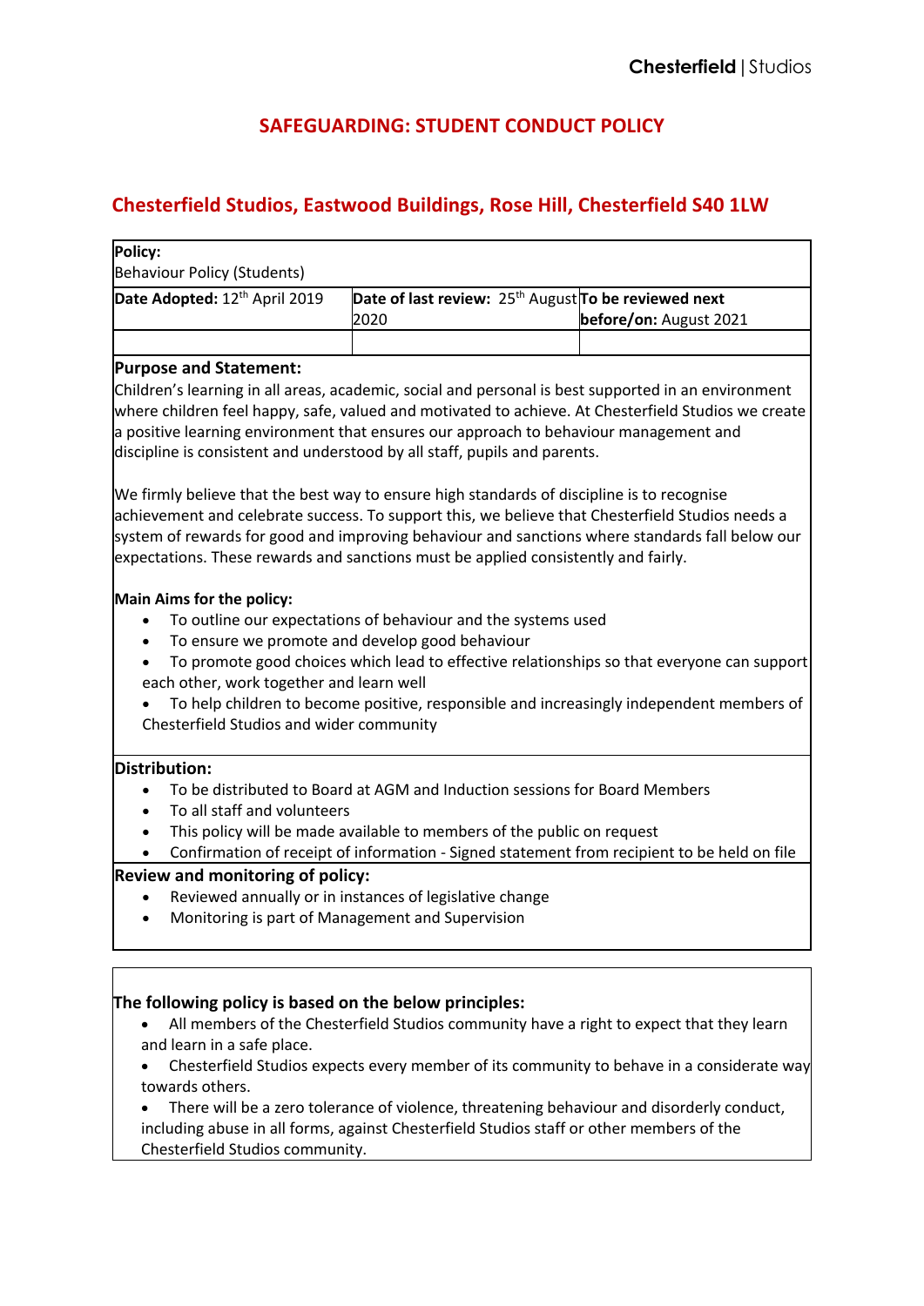Chesterfield | Studios

# SAFEGUARDING: STUDENT CONDUCT POLICY

## Chesterfield Studios, Eastwood Buildings, Rose Hill, Chesterfield S40 1LW

| **Policy:** Behaviour Policy (Students) | | |
|---|---|---|
| **Date Adopted:** 12th April 2019 | **Date of last review:** 25th August 2020 | **To be reviewed next before/on:** August 2021 |
| | | |

**Purpose and Statement:**

Children's learning in all areas, academic, social and personal is best supported in an environment where children feel happy, safe, valued and motivated to achieve. At Chesterfield Studios we create a positive learning environment that ensures our approach to behaviour management and discipline is consistent and understood by all staff, pupils and parents.

We firmly believe that the best way to ensure high standards of discipline is to recognise achievement and celebrate success. To support this, we believe that Chesterfield Studios needs a system of rewards for good and improving behaviour and sanctions where standards fall below our expectations. These rewards and sanctions must be applied consistently and fairly.

**Main Aims for the policy:**

- To outline our expectations of behaviour and the systems used
- To ensure we promote and develop good behaviour
- To promote good choices which lead to effective relationships so that everyone can support each other, work together and learn well
- To help children to become positive, responsible and increasingly independent members of Chesterfield Studios and wider community

**Distribution:**

- To be distributed to Board at AGM and Induction sessions for Board Members
- To all staff and volunteers
- This policy will be made available to members of the public on request
- Confirmation of receipt of information - Signed statement from recipient to be held on file

**Review and monitoring of policy:**

- Reviewed annually or in instances of legislative change
- Monitoring is part of Management and Supervision

**The following policy is based on the below principles:**

- All members of the Chesterfield Studios community have a right to expect that they learn and learn in a safe place.
- Chesterfield Studios expects every member of its community to behave in a considerate way towards others.
- There will be a zero tolerance of violence, threatening behaviour and disorderly conduct, including abuse in all forms, against Chesterfield Studios staff or other members of the Chesterfield Studios community.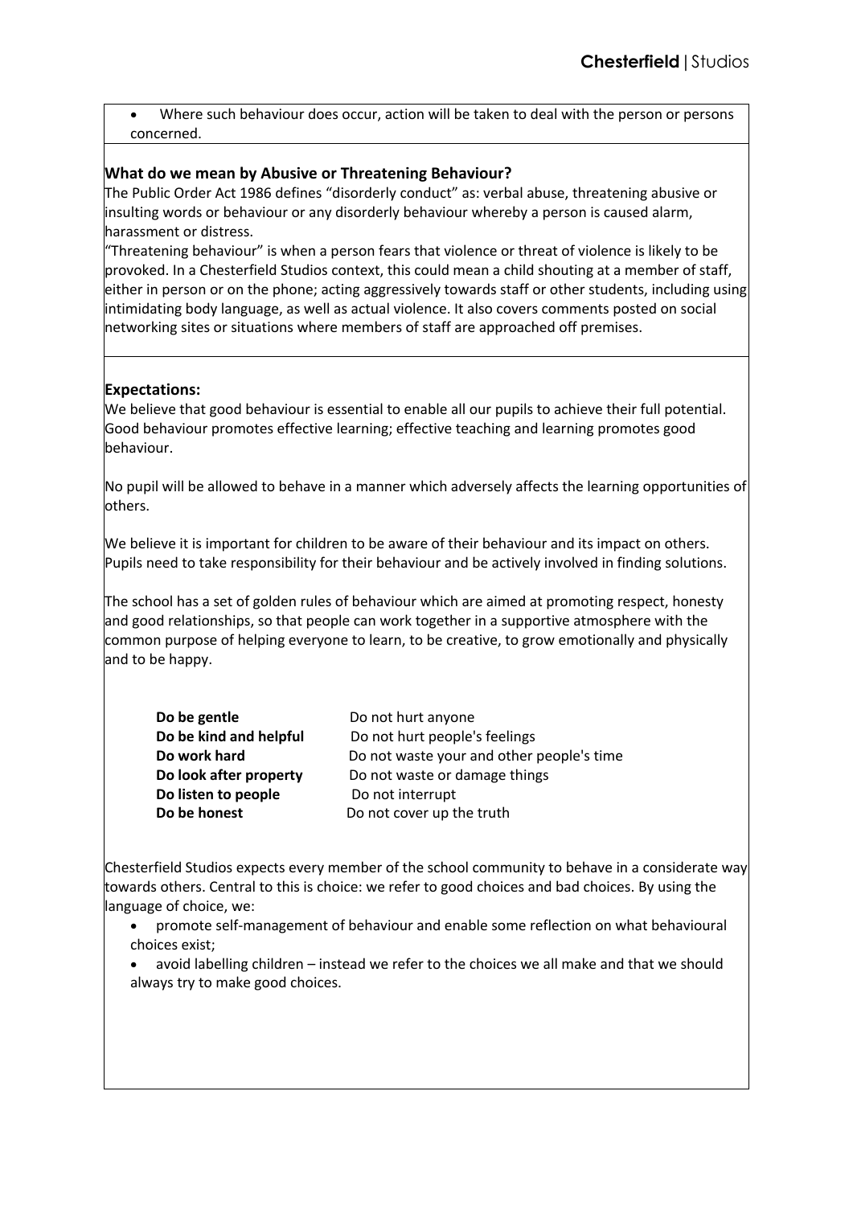- Where such behaviour does occur, action will be taken to deal with the person or persons concerned.

### What do we mean by Abusive or Threatening Behaviour?

The Public Order Act 1986 defines "disorderly conduct" as: verbal abuse, threatening abusive or insulting words or behaviour or any disorderly behaviour whereby a person is caused alarm, harassment or distress.

"Threatening behaviour" is when a person fears that violence or threat of violence is likely to be provoked. In a Chesterfield Studios context, this could mean a child shouting at a member of staff, either in person or on the phone; acting aggressively towards staff or other students, including using intimidating body language, as well as actual violence. It also covers comments posted on social networking sites or situations where members of staff are approached off premises.

### Expectations:

We believe that good behaviour is essential to enable all our pupils to achieve their full potential. Good behaviour promotes effective learning; effective teaching and learning promotes good behaviour.

No pupil will be allowed to behave in a manner which adversely affects the learning opportunities of others.

We believe it is important for children to be aware of their behaviour and its impact on others. Pupils need to take responsibility for their behaviour and be actively involved in finding solutions.

The school has a set of golden rules of behaviour which are aimed at promoting respect, honesty and good relationships, so that people can work together in a supportive atmosphere with the common purpose of helping everyone to learn, to be creative, to grow emotionally and physically and to be happy.

| | |
|---|---|
| **Do be gentle** | Do not hurt anyone |
| **Do be kind and helpful** | Do not hurt people's feelings |
| **Do work hard** | Do not waste your and other people's time |
| **Do look after property** | Do not waste or damage things |
| **Do listen to people** | Do not interrupt |
| **Do be honest** | Do not cover up the truth |

Chesterfield Studios expects every member of the school community to behave in a considerate way towards others. Central to this is choice: we refer to good choices and bad choices. By using the language of choice, we:

- promote self-management of behaviour and enable some reflection on what behavioural choices exist;
- avoid labelling children – instead we refer to the choices we all make and that we should always try to make good choices.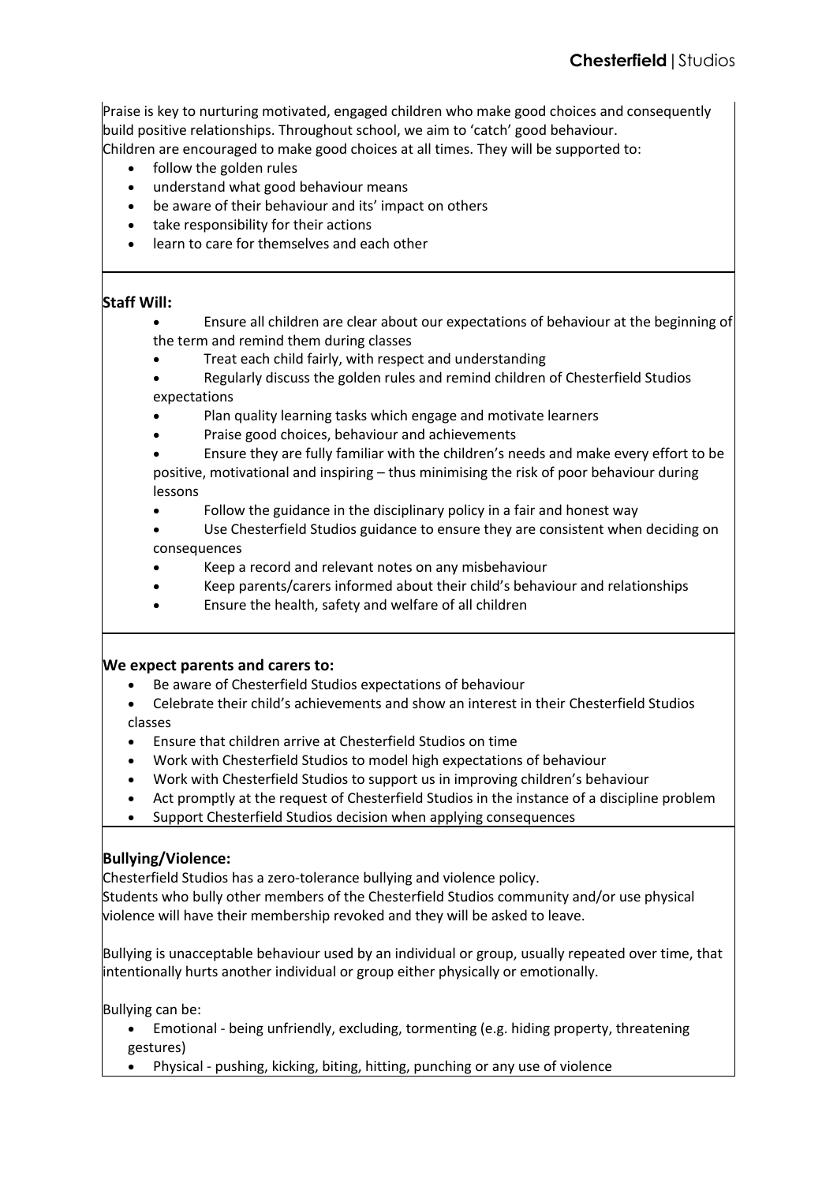Praise is key to nurturing motivated, engaged children who make good choices and consequently build positive relationships. Throughout school, we aim to 'catch' good behaviour.
Children are encouraged to make good choices at all times. They will be supported to:

- follow the golden rules
- understand what good behaviour means
- be aware of their behaviour and its' impact on others
- take responsibility for their actions
- learn to care for themselves and each other

**Staff Will:**

- Ensure all children are clear about our expectations of behaviour at the beginning of the term and remind them during classes
- Treat each child fairly, with respect and understanding
- Regularly discuss the golden rules and remind children of Chesterfield Studios expectations
- Plan quality learning tasks which engage and motivate learners
- Praise good choices, behaviour and achievements
- Ensure they are fully familiar with the children's needs and make every effort to be positive, motivational and inspiring – thus minimising the risk of poor behaviour during lessons
- Follow the guidance in the disciplinary policy in a fair and honest way
- Use Chesterfield Studios guidance to ensure they are consistent when deciding on consequences
- Keep a record and relevant notes on any misbehaviour
- Keep parents/carers informed about their child's behaviour and relationships
- Ensure the health, safety and welfare of all children

**We expect parents and carers to:**

- Be aware of Chesterfield Studios expectations of behaviour
- Celebrate their child's achievements and show an interest in their Chesterfield Studios classes
- Ensure that children arrive at Chesterfield Studios on time
- Work with Chesterfield Studios to model high expectations of behaviour
- Work with Chesterfield Studios to support us in improving children's behaviour
- Act promptly at the request of Chesterfield Studios in the instance of a discipline problem
- Support Chesterfield Studios decision when applying consequences

**Bullying/Violence:**

Chesterfield Studios has a zero-tolerance bullying and violence policy.
Students who bully other members of the Chesterfield Studios community and/or use physical violence will have their membership revoked and they will be asked to leave.

Bullying is unacceptable behaviour used by an individual or group, usually repeated over time, that intentionally hurts another individual or group either physically or emotionally.

Bullying can be:

- Emotional - being unfriendly, excluding, tormenting (e.g. hiding property, threatening gestures)
- Physical - pushing, kicking, biting, hitting, punching or any use of violence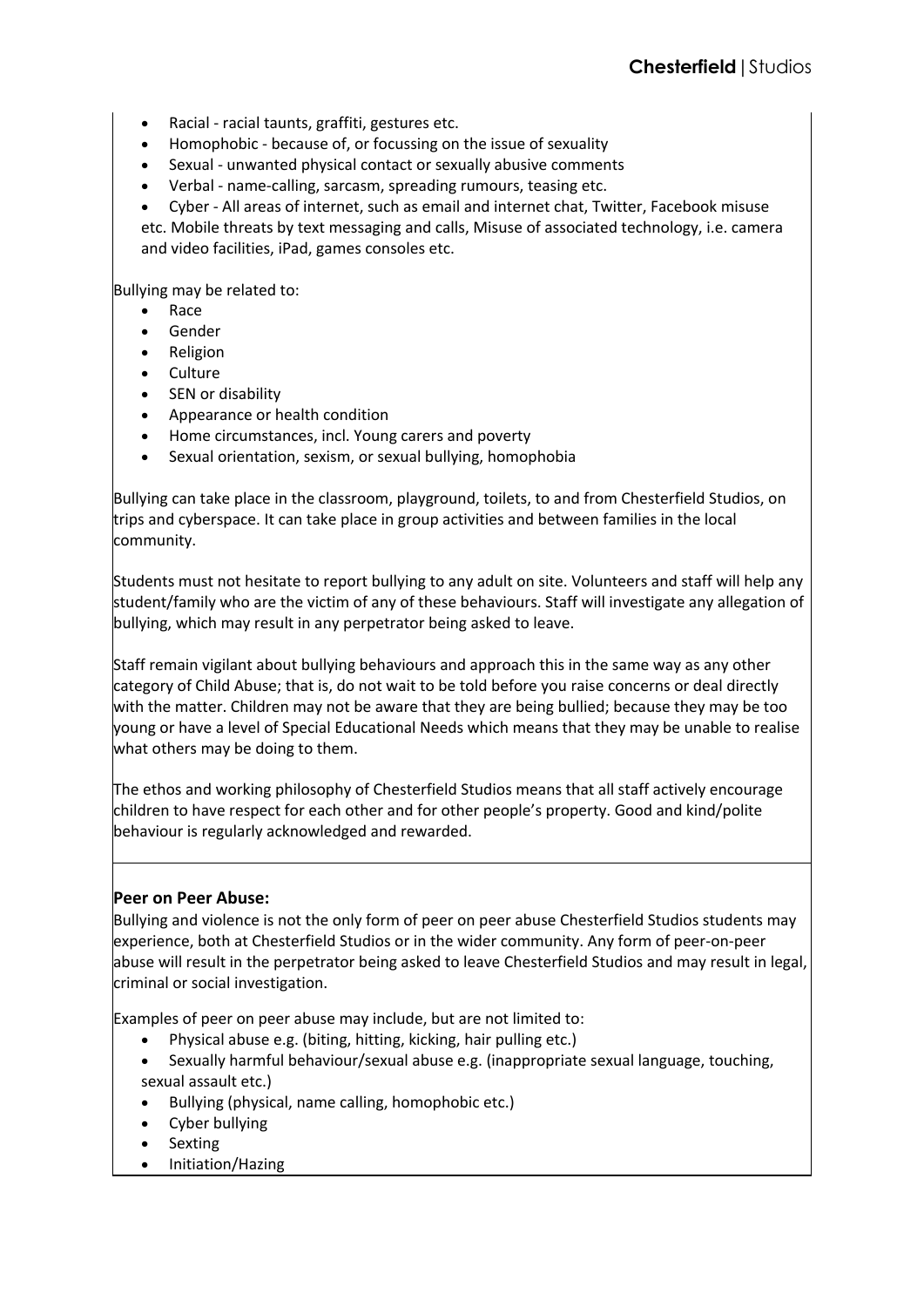- Racial - racial taunts, graffiti, gestures etc.
- Homophobic - because of, or focussing on the issue of sexuality
- Sexual - unwanted physical contact or sexually abusive comments
- Verbal - name-calling, sarcasm, spreading rumours, teasing etc.
- Cyber - All areas of internet, such as email and internet chat, Twitter, Facebook misuse etc. Mobile threats by text messaging and calls, Misuse of associated technology, i.e. camera and video facilities, iPad, games consoles etc.

Bullying may be related to:

- Race
- Gender
- Religion
- Culture
- SEN or disability
- Appearance or health condition
- Home circumstances, incl. Young carers and poverty
- Sexual orientation, sexism, or sexual bullying, homophobia

Bullying can take place in the classroom, playground, toilets, to and from Chesterfield Studios, on trips and cyberspace. It can take place in group activities and between families in the local community.

Students must not hesitate to report bullying to any adult on site. Volunteers and staff will help any student/family who are the victim of any of these behaviours. Staff will investigate any allegation of bullying, which may result in any perpetrator being asked to leave.

Staff remain vigilant about bullying behaviours and approach this in the same way as any other category of Child Abuse; that is, do not wait to be told before you raise concerns or deal directly with the matter. Children may not be aware that they are being bullied; because they may be too young or have a level of Special Educational Needs which means that they may be unable to realise what others may be doing to them.

The ethos and working philosophy of Chesterfield Studios means that all staff actively encourage children to have respect for each other and for other people's property. Good and kind/polite behaviour is regularly acknowledged and rewarded.

**Peer on Peer Abuse:**

Bullying and violence is not the only form of peer on peer abuse Chesterfield Studios students may experience, both at Chesterfield Studios or in the wider community. Any form of peer-on-peer abuse will result in the perpetrator being asked to leave Chesterfield Studios and may result in legal, criminal or social investigation.

Examples of peer on peer abuse may include, but are not limited to:

- Physical abuse e.g. (biting, hitting, kicking, hair pulling etc.)
- Sexually harmful behaviour/sexual abuse e.g. (inappropriate sexual language, touching, sexual assault etc.)
- Bullying (physical, name calling, homophobic etc.)
- Cyber bullying
- Sexting
- Initiation/Hazing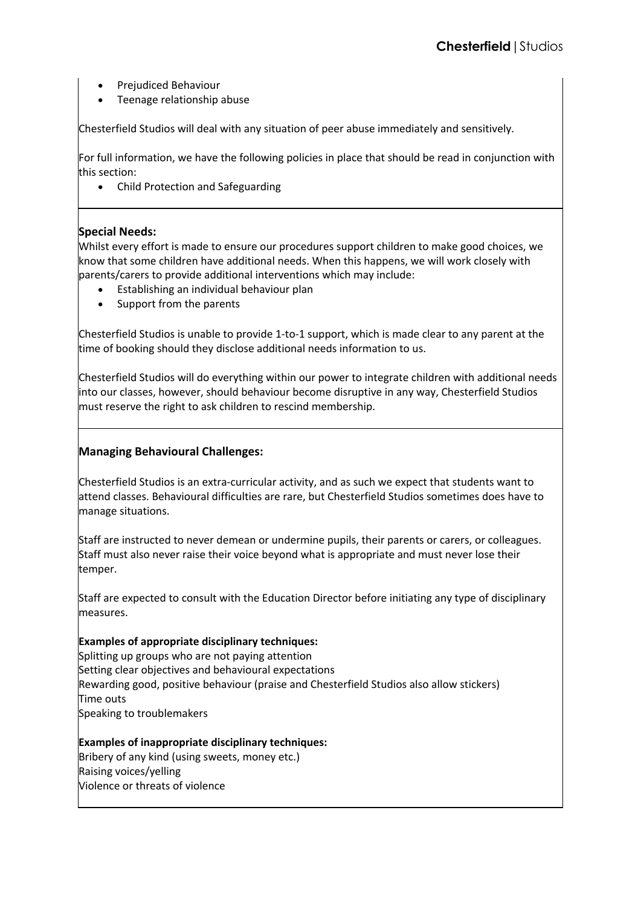- Prejudiced Behaviour
- Teenage relationship abuse

Chesterfield Studios will deal with any situation of peer abuse immediately and sensitively.

For full information, we have the following policies in place that should be read in conjunction with this section:

- Child Protection and Safeguarding

**Special Needs:**

Whilst every effort is made to ensure our procedures support children to make good choices, we know that some children have additional needs. When this happens, we will work closely with parents/carers to provide additional interventions which may include:

- Establishing an individual behaviour plan
- Support from the parents

Chesterfield Studios is unable to provide 1-to-1 support, which is made clear to any parent at the time of booking should they disclose additional needs information to us.

Chesterfield Studios will do everything within our power to integrate children with additional needs into our classes, however, should behaviour become disruptive in any way, Chesterfield Studios must reserve the right to ask children to rescind membership.

**Managing Behavioural Challenges:**

Chesterfield Studios is an extra-curricular activity, and as such we expect that students want to attend classes. Behavioural difficulties are rare, but Chesterfield Studios sometimes does have to manage situations.

Staff are instructed to never demean or undermine pupils, their parents or carers, or colleagues. Staff must also never raise their voice beyond what is appropriate and must never lose their temper.

Staff are expected to consult with the Education Director before initiating any type of disciplinary measures.

**Examples of appropriate disciplinary techniques:**

Splitting up groups who are not paying attention
Setting clear objectives and behavioural expectations
Rewarding good, positive behaviour (praise and Chesterfield Studios also allow stickers)
Time outs
Speaking to troublemakers

**Examples of inappropriate disciplinary techniques:**

Bribery of any kind (using sweets, money etc.)
Raising voices/yelling
Violence or threats of violence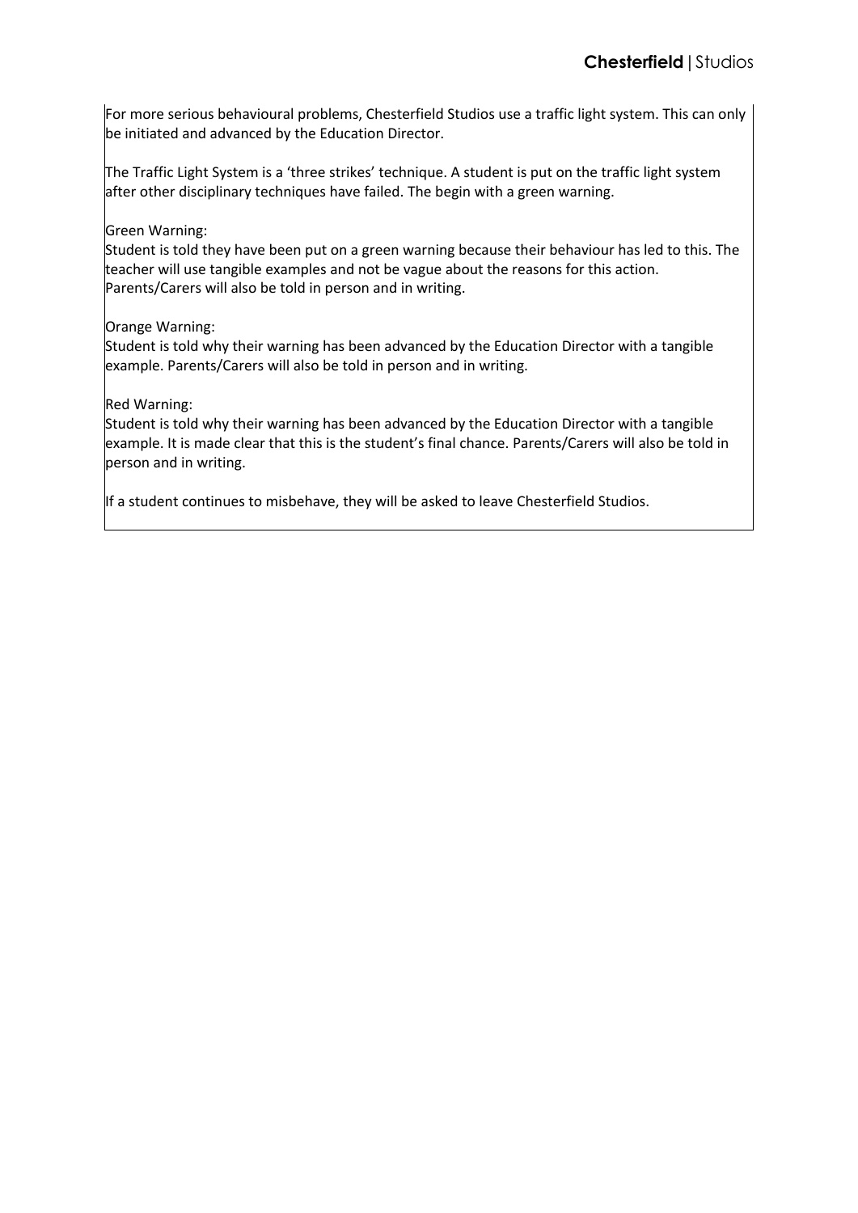For more serious behavioural problems, Chesterfield Studios use a traffic light system. This can only be initiated and advanced by the Education Director.

The Traffic Light System is a 'three strikes' technique. A student is put on the traffic light system after other disciplinary techniques have failed. The begin with a green warning.

Green Warning:
Student is told they have been put on a green warning because their behaviour has led to this. The teacher will use tangible examples and not be vague about the reasons for this action. Parents/Carers will also be told in person and in writing.

Orange Warning:
Student is told why their warning has been advanced by the Education Director with a tangible example. Parents/Carers will also be told in person and in writing.

Red Warning:
Student is told why their warning has been advanced by the Education Director with a tangible example. It is made clear that this is the student's final chance. Parents/Carers will also be told in person and in writing.

If a student continues to misbehave, they will be asked to leave Chesterfield Studios.